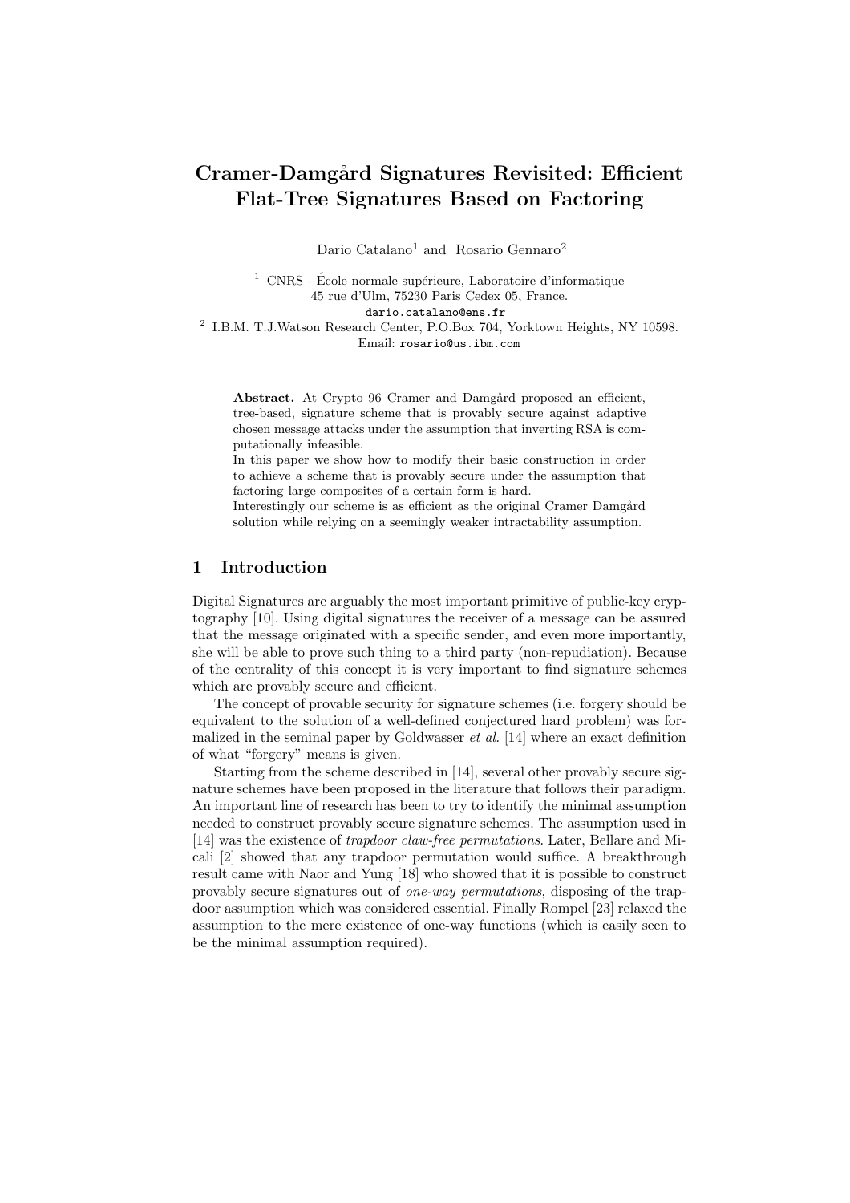# Cramer-Damgård Signatures Revisited: Efficient Flat-Tree Signatures Based on Factoring

Dario Catalano[1] and Rosario Gennaro[2]

[1] CNRS - École normale supérieure, Laboratoire d'informatique
45 rue d'Ulm, 75230 Paris Cedex 05, France.
dario.catalano@ens.fr

[2] I.B.M. T.J.Watson Research Center, P.O.Box 704, Yorktown Heights, NY 10598.
Email: rosario@us.ibm.com

**Abstract.** At Crypto 96 Cramer and Damgård proposed an efficient, tree-based, signature scheme that is provably secure against adaptive chosen message attacks under the assumption that inverting RSA is computationally infeasible.
In this paper we show how to modify their basic construction in order to achieve a scheme that is provably secure under the assumption that factoring large composites of a certain form is hard.
Interestingly our scheme is as efficient as the original Cramer Damgård solution while relying on a seemingly weaker intractability assumption.

## 1 Introduction

Digital Signatures are arguably the most important primitive of public-key cryptography [10]. Using digital signatures the receiver of a message can be assured that the message originated with a specific sender, and even more importantly, she will be able to prove such thing to a third party (non-repudiation). Because of the centrality of this concept it is very important to find signature schemes which are provably secure and efficient.

The concept of provable security for signature schemes (i.e. forgery should be equivalent to the solution of a well-defined conjectured hard problem) was formalized in the seminal paper by Goldwasser *et al.* [14] where an exact definition of what "forgery" means is given.

Starting from the scheme described in [14], several other provably secure signature schemes have been proposed in the literature that follows their paradigm. An important line of research has been to try to identify the minimal assumption needed to construct provably secure signature schemes. The assumption used in [14] was the existence of *trapdoor claw-free permutations*. Later, Bellare and Micali [2] showed that any trapdoor permutation would suffice. A breakthrough result came with Naor and Yung [18] who showed that it is possible to construct provably secure signatures out of *one-way permutations*, disposing of the trapdoor assumption which was considered essential. Finally Rompel [23] relaxed the assumption to the mere existence of one-way functions (which is easily seen to be the minimal assumption required).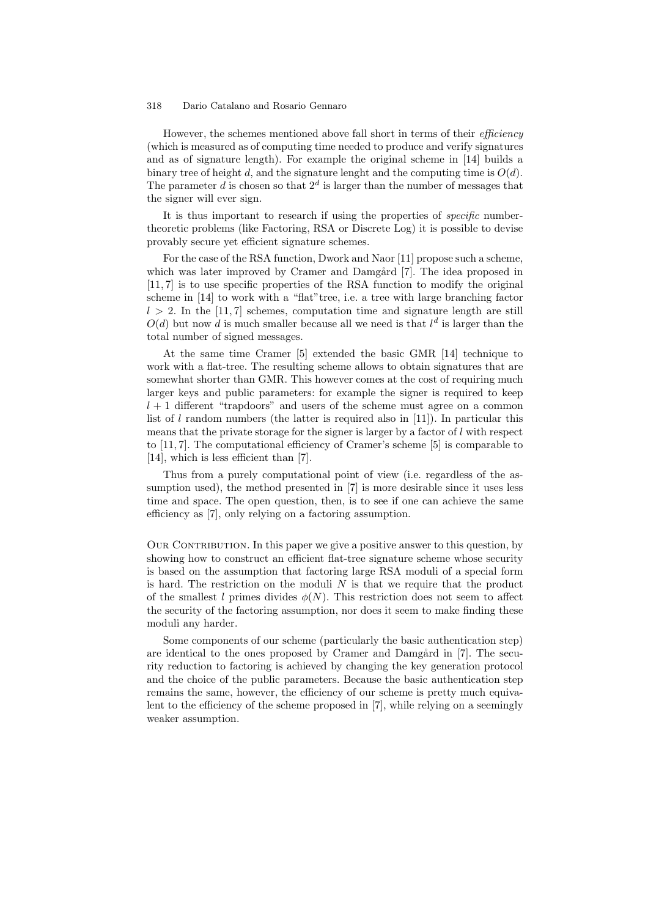However, the schemes mentioned above fall short in terms of their *efficiency* (which is measured as of computing time needed to produce and verify signatures and as of signature length). For example the original scheme in [14] builds a binary tree of height $d$, and the signature lenght and the computing time is $O(d)$. The parameter $d$ is chosen so that $2^d$ is larger than the number of messages that the signer will ever sign.

It is thus important to research if using the properties of *specific* number-theoretic problems (like Factoring, RSA or Discrete Log) it is possible to devise provably secure yet efficient signature schemes.

For the case of the RSA function, Dwork and Naor [11] propose such a scheme, which was later improved by Cramer and Damgård [7]. The idea proposed in [11, 7] is to use specific properties of the RSA function to modify the original scheme in [14] to work with a "flat"tree, i.e. a tree with large branching factor $l > 2$. In the [11, 7] schemes, computation time and signature length are still $O(d)$ but now $d$ is much smaller because all we need is that $l^d$ is larger than the total number of signed messages.

At the same time Cramer [5] extended the basic GMR [14] technique to work with a flat-tree. The resulting scheme allows to obtain signatures that are somewhat shorter than GMR. This however comes at the cost of requiring much larger keys and public parameters: for example the signer is required to keep $l + 1$ different "trapdoors" and users of the scheme must agree on a common list of $l$ random numbers (the latter is required also in [11]). In particular this means that the private storage for the signer is larger by a factor of $l$ with respect to [11, 7]. The computational efficiency of Cramer's scheme [5] is comparable to [14], which is less efficient than [7].

Thus from a purely computational point of view (i.e. regardless of the assumption used), the method presented in [7] is more desirable since it uses less time and space. The open question, then, is to see if one can achieve the same efficiency as [7], only relying on a factoring assumption.

Our Contribution. In this paper we give a positive answer to this question, by showing how to construct an efficient flat-tree signature scheme whose security is based on the assumption that factoring large RSA moduli of a special form is hard. The restriction on the moduli $N$ is that we require that the product of the smallest $l$ primes divides $\phi(N)$. This restriction does not seem to affect the security of the factoring assumption, nor does it seem to make finding these moduli any harder.

Some components of our scheme (particularly the basic authentication step) are identical to the ones proposed by Cramer and Damgård in [7]. The security reduction to factoring is achieved by changing the key generation protocol and the choice of the public parameters. Because the basic authentication step remains the same, however, the efficiency of our scheme is pretty much equivalent to the efficiency of the scheme proposed in [7], while relying on a seemingly weaker assumption.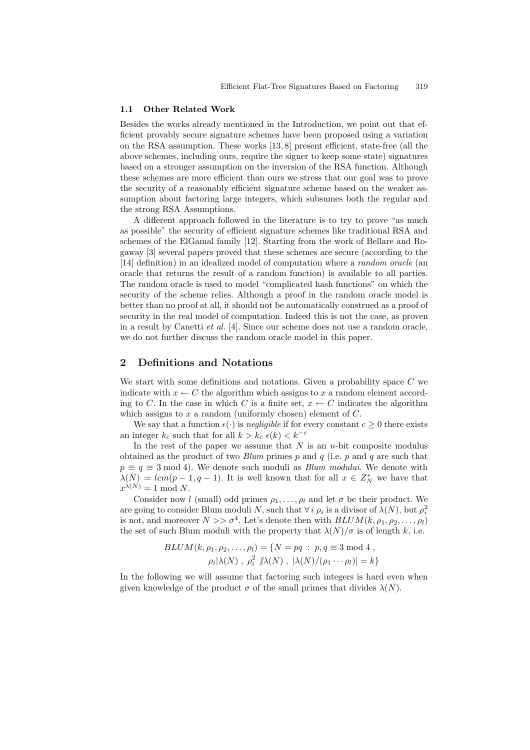### 1.1 Other Related Work

Besides the works already mentioned in the Introduction, we point out that efficient provably secure signature schemes have been proposed using a variation on the RSA assumption. These works [13, 8] present efficient, state-free (all the above schemes, including ours, require the signer to keep some state) signatures based on a stronger assumption on the inversion of the RSA function. Although these schemes are more efficient than ours we stress that our goal was to prove the security of a reasonably efficient signature scheme based on the weaker assumption about factoring large integers, which subsumes both the regular and the strong RSA Assumptions.

A different approach followed in the literature is to try to prove "as much as possible" the security of efficient signature schemes like traditional RSA and schemes of the ElGamal family [12]. Starting from the work of Bellare and Rogaway [3] several papers proved that these schemes are secure (according to the [14] definition) in an idealized model of computation where a *random oracle* (an oracle that returns the result of a random function) is available to all parties. The random oracle is used to model "complicated hash functions" on which the security of the scheme relies. Although a proof in the random oracle model is better than no proof at all, it should not be automatically construed as a proof of security in the real model of computation. Indeed this is not the case, as proven in a result by Canetti *et al.* [4]. Since our scheme does not use a random oracle, we do not further discuss the random oracle model in this paper.

## 2 Definitions and Notations

We start with some definitions and notations. Given a probability space $C$ we indicate with $x \leftarrow C$ the algorithm which assigns to $x$ a random element according to $C$. In the case in which $C$ is a finite set, $x \leftarrow C$ indicates the algorithm which assigns to $x$ a random (uniformly chosen) element of $C$.

We say that a function $\epsilon(\cdot)$ is *negligible* if for every constant $c \geq 0$ there exists an integer $k_c$ such that for all $k > k_c$ $\epsilon(k) < k^{-c}$

In the rest of the paper we assume that $N$ is an $n$-bit composite modulus obtained as the product of two *Blum* primes $p$ and $q$ (i.e. $p$ and $q$ are such that $p \equiv q \equiv 3 \bmod 4$). We denote such moduli as *Blum modului*. We denote with $\lambda(N) = lcm(p-1, q-1)$. It is well known that for all $x \in Z_N^*$ we have that $x^{\lambda(N)} = 1 \bmod N$.

Consider now $l$ (small) odd primes $\rho_1, \ldots, \rho_l$ and let $\sigma$ be their product. We are going to consider Blum moduli $N$, such that $\forall\, i$ $\rho_i$ is a divisor of $\lambda(N)$, but $\rho_i^2$ is not, and moreover $N >> \sigma^4$. Let's denote then with $BLUM(k, \rho_1, \rho_2, \ldots, \rho_l)$ the set of such Blum moduli with the property that $\lambda(N)/\sigma$ is of length $k$, i.e.

$$BLUM(k, \rho_1, \rho_2, \ldots, \rho_l) = \{N = pq \;:\; p, q \equiv 3 \bmod 4\,,\; \rho_i | \lambda(N)\,,\; \rho_i^2 \not| \lambda(N)\,,\; |\lambda(N)/(\rho_1 \cdots \rho_l)| = k\}$$

In the following we will assume that factoring such integers is hard even when given knowledge of the product $\sigma$ of the small primes that divides $\lambda(N)$.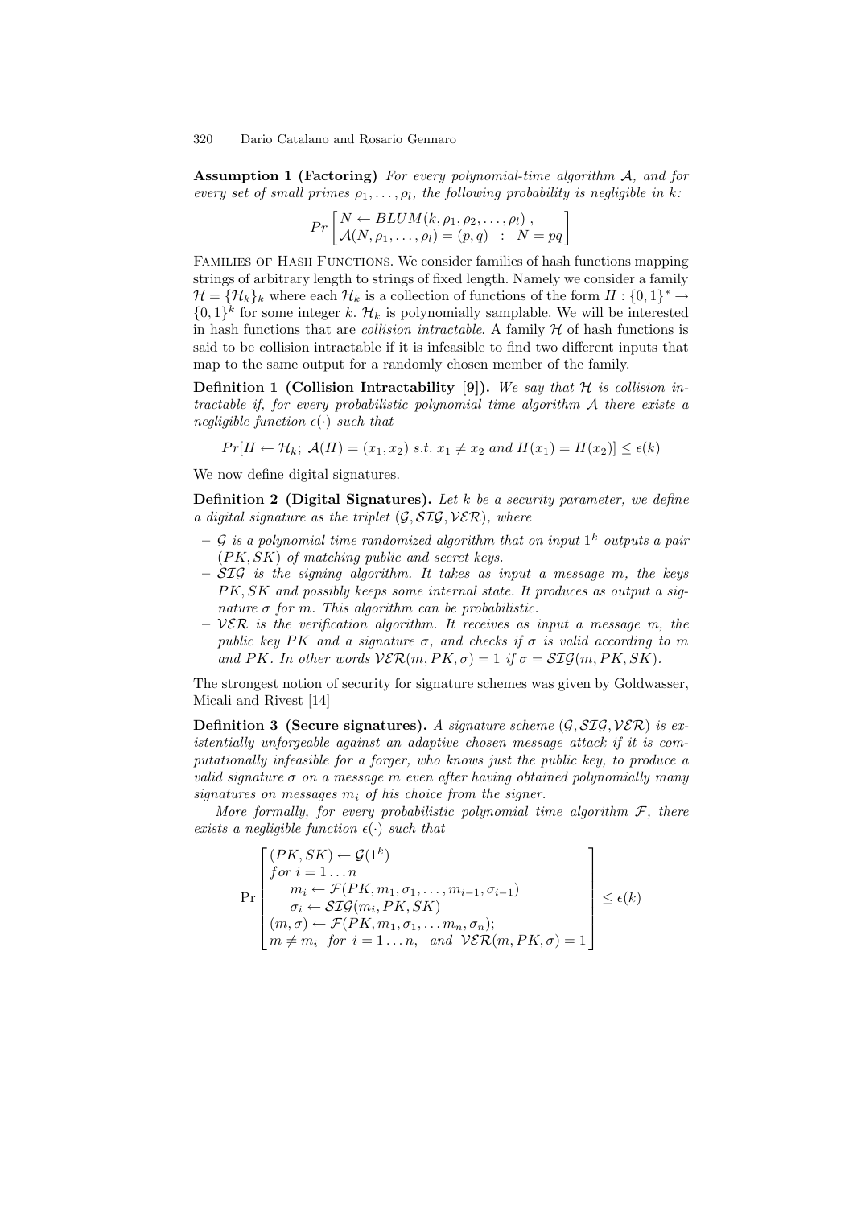**Assumption 1 (Factoring)** *For every polynomial-time algorithm $\mathcal{A}$, and for every set of small primes $\rho_1, \ldots, \rho_l$, the following probability is negligible in $k$:*

$$Pr\begin{bmatrix} N \leftarrow BLUM(k, \rho_1, \rho_2, \ldots, \rho_l) \;, \\ \mathcal{A}(N, \rho_1, \ldots, \rho_l) = (p, q) \;\;:\;\; N = pq \end{bmatrix}$$

Families of Hash Functions. We consider families of hash functions mapping strings of arbitrary length to strings of fixed length. Namely we consider a family $\mathcal{H} = \{\mathcal{H}_k\}_k$ where each $\mathcal{H}_k$ is a collection of functions of the form $H : \{0,1\}^* \rightarrow \{0,1\}^k$ for some integer $k$. $\mathcal{H}_k$ is polynomially samplable. We will be interested in hash functions that are *collision intractable*. A family $\mathcal{H}$ of hash functions is said to be collision intractable if it is infeasible to find two different inputs that map to the same output for a randomly chosen member of the family.

**Definition 1 (Collision Intractability [9]).** *We say that $\mathcal{H}$ is collision intractable if, for every probabilistic polynomial time algorithm $\mathcal{A}$ there exists a negligible function $\epsilon(\cdot)$ such that*

$$Pr[H \leftarrow \mathcal{H}_k;\; \mathcal{A}(H) = (x_1, x_2) \; s.t. \; x_1 \neq x_2 \; and \; H(x_1) = H(x_2)] \leq \epsilon(k)$$

We now define digital signatures.

**Definition 2 (Digital Signatures).** *Let $k$ be a security parameter, we define a digital signature as the triplet $(\mathcal{G}, \mathcal{SIG}, \mathcal{VER})$, where*

- *$\mathcal{G}$ is a polynomial time randomized algorithm that on input $1^k$ outputs a pair $(PK, SK)$ of matching public and secret keys.*
- *$\mathcal{SIG}$ is the signing algorithm. It takes as input a message $m$, the keys $PK, SK$ and possibly keeps some internal state. It produces as output a signature $\sigma$ for $m$. This algorithm can be probabilistic.*
- *$\mathcal{VER}$ is the verification algorithm. It receives as input a message $m$, the public key $PK$ and a signature $\sigma$, and checks if $\sigma$ is valid according to $m$ and $PK$. In other words $\mathcal{VER}(m, PK, \sigma) = 1$ if $\sigma = \mathcal{SIG}(m, PK, SK)$.*

The strongest notion of security for signature schemes was given by Goldwasser, Micali and Rivest [14]

**Definition 3 (Secure signatures).** *A signature scheme $(\mathcal{G}, \mathcal{SIG}, \mathcal{VER})$ is existentially unforgeable against an adaptive chosen message attack if it is computationally infeasible for a forger, who knows just the public key, to produce a valid signature $\sigma$ on a message $m$ even after having obtained polynomially many signatures on messages $m_i$ of his choice from the signer.*

*More formally, for every probabilistic polynomial time algorithm $\mathcal{F}$, there exists a negligible function $\epsilon(\cdot)$ such that*

$$\Pr\begin{bmatrix} (PK, SK) \leftarrow \mathcal{G}(1^k) \\ for\; i = 1 \ldots n \\ \quad m_i \leftarrow \mathcal{F}(PK, m_1, \sigma_1, \ldots, m_{i-1}, \sigma_{i-1}) \\ \quad \sigma_i \leftarrow \mathcal{SIG}(m_i, PK, SK) \\ (m, \sigma) \leftarrow \mathcal{F}(PK, m_1, \sigma_1, \ldots m_n, \sigma_n); \\ m \neq m_i \;\; for \;\; i = 1 \ldots n, \;\; and \;\; \mathcal{VER}(m, PK, \sigma) = 1 \end{bmatrix} \leq \epsilon(k)$$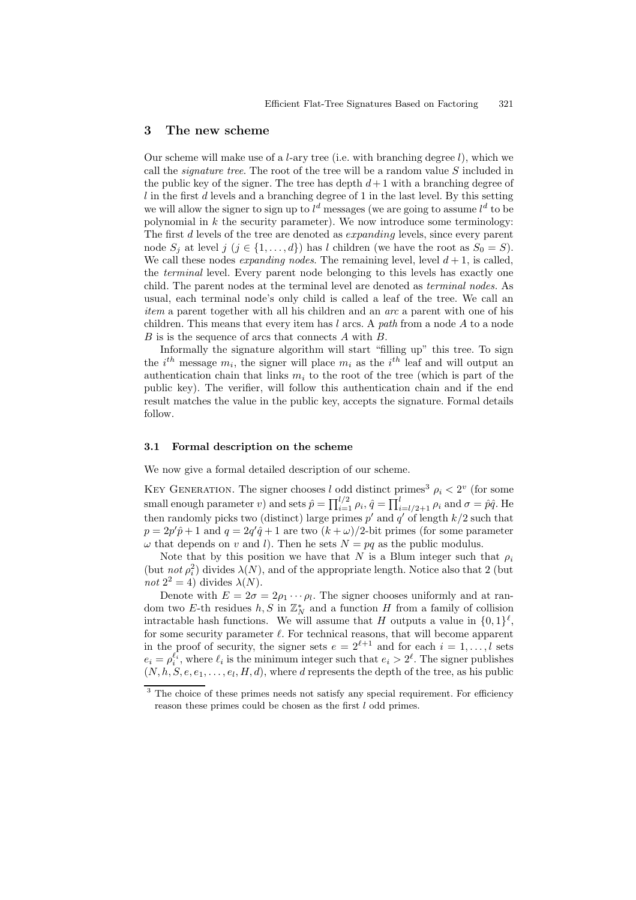## 3 The new scheme

Our scheme will make use of a $l$-ary tree (i.e. with branching degree $l$), which we call the *signature tree*. The root of the tree will be a random value $S$ included in the public key of the signer. The tree has depth $d+1$ with a branching degree of $l$ in the first $d$ levels and a branching degree of 1 in the last level. By this setting we will allow the signer to sign up to $l^d$ messages (we are going to assume $l^d$ to be polynomial in $k$ the security parameter). We now introduce some terminology: The first $d$ levels of the tree are denoted as *expanding* levels, since every parent node $S_j$ at level $j$ ($j \in \{1, \ldots, d\}$) has $l$ children (we have the root as $S_0 = S$). We call these nodes *expanding nodes*. The remaining level, level $d+1$, is called, the *terminal* level. Every parent node belonging to this levels has exactly one child. The parent nodes at the terminal level are denoted as *terminal nodes*. As usual, each terminal node's only child is called a leaf of the tree. We call an *item* a parent together with all his children and an *arc* a parent with one of his children. This means that every item has $l$ arcs. A *path* from a node $A$ to a node $B$ is is the sequence of arcs that connects $A$ with $B$.

Informally the signature algorithm will start "filling up" this tree. To sign the $i^{th}$ message $m_i$, the signer will place $m_i$ as the $i^{th}$ leaf and will output an authentication chain that links $m_i$ to the root of the tree (which is part of the public key). The verifier, will follow this authentication chain and if the end result matches the value in the public key, accepts the signature. Formal details follow.

### 3.1 Formal description on the scheme

We now give a formal detailed description of our scheme.

Key Generation. The signer chooses $l$ odd distinct primes[3] $\rho_i < 2^v$ (for some small enough parameter $v$) and sets $\hat{p} = \prod_{i=1}^{l/2} \rho_i$, $\hat{q} = \prod_{i=l/2+1}^{l} \rho_i$ and $\sigma = \hat{p}\hat{q}$. He then randomly picks two (distinct) large primes $p'$ and $q'$ of length $k/2$ such that $p = 2p'\hat{p} + 1$ and $q = 2q'\hat{q} + 1$ are two $(k+\omega)/2$-bit primes (for some parameter $\omega$ that depends on $v$ and $l$). Then he sets $N = pq$ as the public modulus.

Note that by this position we have that $N$ is a Blum integer such that $\rho_i$ (but *not* $\rho_i^2$) divides $\lambda(N)$, and of the appropriate length. Notice also that 2 (but *not* $2^2 = 4$) divides $\lambda(N)$.

Denote with $E = 2\sigma = 2\rho_1 \cdots \rho_l$. The signer chooses uniformly and at random two $E$-th residues $h, S$ in $\mathbb{Z}_N^*$ and a function $H$ from a family of collision intractable hash functions. We will assume that $H$ outputs a value in $\{0,1\}^\ell$, for some security parameter $\ell$. For technical reasons, that will become apparent in the proof of security, the signer sets $e = 2^{\ell+1}$ and for each $i = 1, \ldots, l$ sets $e_i = \rho_i^{\ell_i}$, where $\ell_i$ is the minimum integer such that $e_i > 2^\ell$. The signer publishes $(N, h, S, e, e_1, \ldots, e_l, H, d)$, where $d$ represents the depth of the tree, as his public

[3] The choice of these primes needs not satisfy any special requirement. For efficiency reason these primes could be chosen as the first $l$ odd primes.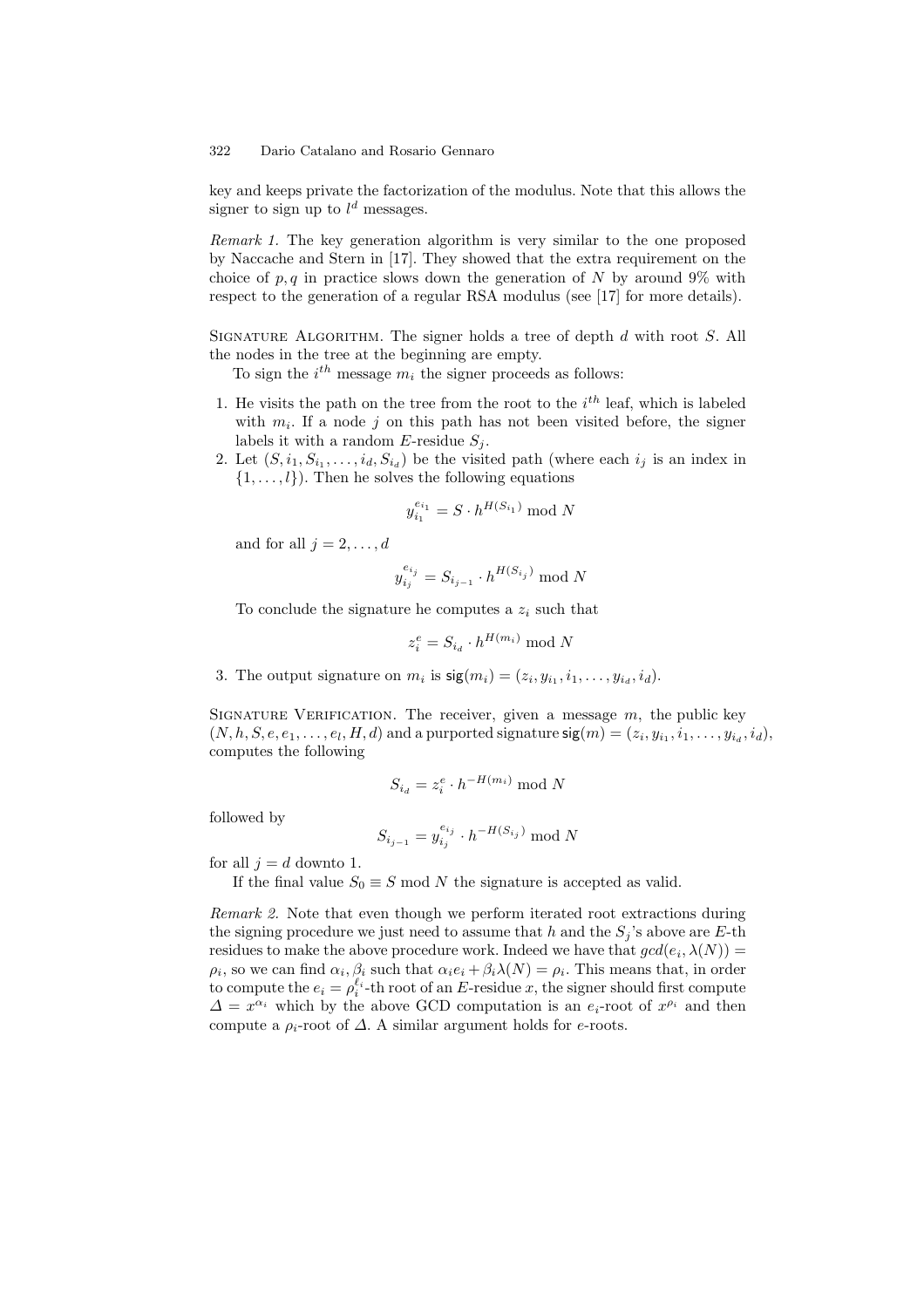key and keeps private the factorization of the modulus. Note that this allows the signer to sign up to $l^d$ messages.

*Remark 1.* The key generation algorithm is very similar to the one proposed by Naccache and Stern in [17]. They showed that the extra requirement on the choice of $p, q$ in practice slows down the generation of $N$ by around 9% with respect to the generation of a regular RSA modulus (see [17] for more details).

Signature Algorithm. The signer holds a tree of depth $d$ with root $S$. All the nodes in the tree at the beginning are empty.

To sign the $i^{th}$ message $m_i$ the signer proceeds as follows:

1. He visits the path on the tree from the root to the $i^{th}$ leaf, which is labeled with $m_i$. If a node $j$ on this path has not been visited before, the signer labels it with a random $E$-residue $S_j$.
2. Let $(S, i_1, S_{i_1}, \ldots, i_d, S_{i_d})$ be the visited path (where each $i_j$ is an index in $\{1, \ldots, l\}$). Then he solves the following equations

$$y_{i_1}^{e_{i_1}} = S \cdot h^{H(S_{i_1})} \bmod N$$

and for all $j = 2, \ldots, d$

$$y_{i_j}^{e_{i_j}} = S_{i_{j-1}} \cdot h^{H(S_{i_j})} \bmod N$$

To conclude the signature he computes a $z_i$ such that

$$z_i^e = S_{i_d} \cdot h^{H(m_i)} \bmod N$$

3. The output signature on $m_i$ is $\mathsf{sig}(m_i) = (z_i, y_{i_1}, i_1, \ldots, y_{i_d}, i_d)$.

Signature Verification. The receiver, given a message $m$, the public key $(N, h, S, e, e_1, \ldots, e_l, H, d)$ and a purported signature $\mathsf{sig}(m) = (z_i, y_{i_1}, i_1, \ldots, y_{i_d}, i_d)$, computes the following

$$S_{i_d} = z_i^e \cdot h^{-H(m_i)} \bmod N$$

followed by

$$S_{i_{j-1}} = y_{i_j}^{e_{i_j}} \cdot h^{-H(S_{i_j})} \bmod N$$

for all $j = d$ downto 1.

If the final value $S_0 \equiv S \bmod N$ the signature is accepted as valid.

*Remark 2.* Note that even though we perform iterated root extractions during the signing procedure we just need to assume that $h$ and the $S_j$'s above are $E$-th residues to make the above procedure work. Indeed we have that $gcd(e_i, \lambda(N)) = \rho_i$, so we can find $\alpha_i, \beta_i$ such that $\alpha_i e_i + \beta_i \lambda(N) = \rho_i$. This means that, in order to compute the $e_i = \rho_i^{\ell_i}$-th root of an $E$-residue $x$, the signer should first compute $\Delta = x^{\alpha_i}$ which by the above GCD computation is an $e_i$-root of $x^{\rho_i}$ and then compute a $\rho_i$-root of $\Delta$. A similar argument holds for $e$-roots.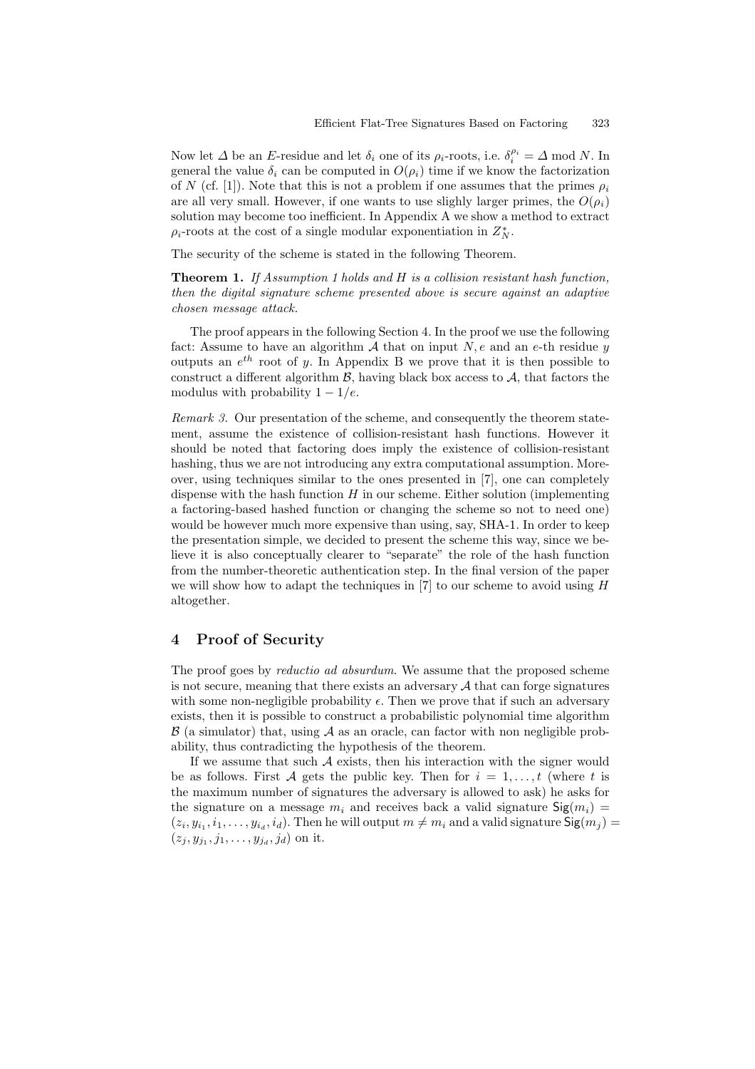Now let $\Delta$ be an $E$-residue and let $\delta_i$ one of its $\rho_i$-roots, i.e. $\delta_i^{\rho_i} = \Delta \bmod N$. In general the value $\delta_i$ can be computed in $O(\rho_i)$ time if we know the factorization of $N$ (cf. [1]). Note that this is not a problem if one assumes that the primes $\rho_i$ are all very small. However, if one wants to use slighly larger primes, the $O(\rho_i)$ solution may become too inefficient. In Appendix A we show a method to extract $\rho_i$-roots at the cost of a single modular exponentiation in $Z_N^*$.

The security of the scheme is stated in the following Theorem.

**Theorem 1.** *If Assumption 1 holds and $H$ is a collision resistant hash function, then the digital signature scheme presented above is secure against an adaptive chosen message attack.*

The proof appears in the following Section 4. In the proof we use the following fact: Assume to have an algorithm $\mathcal{A}$ that on input $N, e$ and an $e$-th residue $y$ outputs an $e^{th}$ root of $y$. In Appendix B we prove that it is then possible to construct a different algorithm $\mathcal{B}$, having black box access to $\mathcal{A}$, that factors the modulus with probability $1 - 1/e$.

*Remark 3.* Our presentation of the scheme, and consequently the theorem statement, assume the existence of collision-resistant hash functions. However it should be noted that factoring does imply the existence of collision-resistant hashing, thus we are not introducing any extra computational assumption. Moreover, using techniques similar to the ones presented in [7], one can completely dispense with the hash function $H$ in our scheme. Either solution (implementing a factoring-based hashed function or changing the scheme so not to need one) would be however much more expensive than using, say, SHA-1. In order to keep the presentation simple, we decided to present the scheme this way, since we believe it is also conceptually clearer to "separate" the role of the hash function from the number-theoretic authentication step. In the final version of the paper we will show how to adapt the techniques in [7] to our scheme to avoid using $H$ altogether.

## 4 Proof of Security

The proof goes by *reductio ad absurdum*. We assume that the proposed scheme is not secure, meaning that there exists an adversary $\mathcal{A}$ that can forge signatures with some non-negligible probability $\epsilon$. Then we prove that if such an adversary exists, then it is possible to construct a probabilistic polynomial time algorithm $\mathcal{B}$ (a simulator) that, using $\mathcal{A}$ as an oracle, can factor with non negligible probability, thus contradicting the hypothesis of the theorem.

If we assume that such $\mathcal{A}$ exists, then his interaction with the signer would be as follows. First $\mathcal{A}$ gets the public key. Then for $i = 1, \ldots, t$ (where $t$ is the maximum number of signatures the adversary is allowed to ask) he asks for the signature on a message $m_i$ and receives back a valid signature $\mathsf{Sig}(m_i) = (z_i, y_{i_1}, i_1, \ldots, y_{i_d}, i_d)$. Then he will output $m \neq m_i$ and a valid signature $\mathsf{Sig}(m_j) = (z_j, y_{j_1}, j_1, \ldots, y_{j_d}, j_d)$ on it.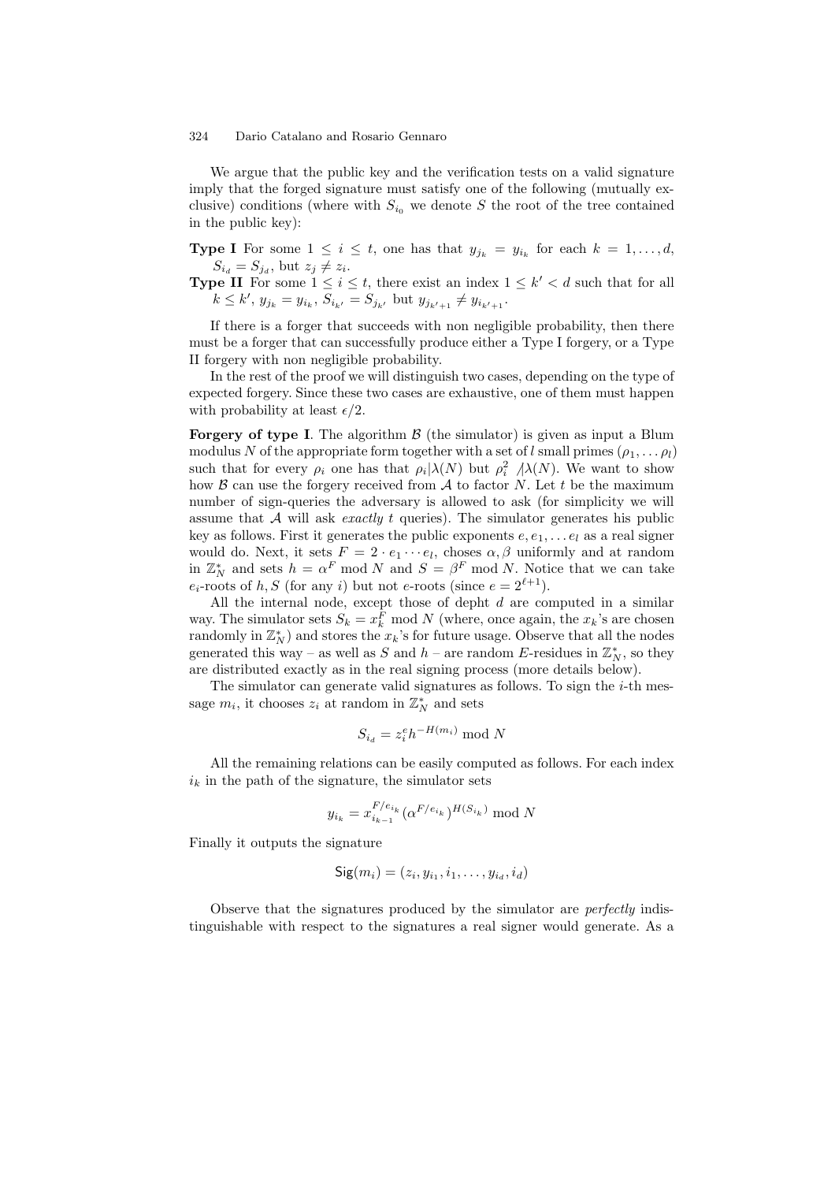We argue that the public key and the verification tests on a valid signature imply that the forged signature must satisfy one of the following (mutually exclusive) conditions (where with $S_{i_0}$ we denote $S$ the root of the tree contained in the public key):

**Type I** For some $1 \leq i \leq t$, one has that $y_{j_k} = y_{i_k}$ for each $k = 1, \ldots, d$, $S_{i_d} = S_{j_d}$, but $z_j \neq z_i$.

**Type II** For some $1 \leq i \leq t$, there exist an index $1 \leq k' < d$ such that for all $k \leq k'$, $y_{j_k} = y_{i_k}$, $S_{i_{k'}} = S_{j_{k'}}$ but $y_{j_{k'+1}} \neq y_{i_{k'+1}}$.

If there is a forger that succeeds with non negligible probability, then there must be a forger that can successfully produce either a Type I forgery, or a Type II forgery with non negligible probability.

In the rest of the proof we will distinguish two cases, depending on the type of expected forgery. Since these two cases are exhaustive, one of them must happen with probability at least $\epsilon/2$.

**Forgery of type I**. The algorithm $\mathcal{B}$ (the simulator) is given as input a Blum modulus $N$ of the appropriate form together with a set of $l$ small primes $(\rho_1, \ldots \rho_l)$ such that for every $\rho_i$ one has that $\rho_i | \lambda(N)$ but $\rho_i^2 \not| \lambda(N)$. We want to show how $\mathcal{B}$ can use the forgery received from $\mathcal{A}$ to factor $N$. Let $t$ be the maximum number of sign-queries the adversary is allowed to ask (for simplicity we will assume that $\mathcal{A}$ will ask *exactly* $t$ queries). The simulator generates his public key as follows. First it generates the public exponents $e, e_1, \ldots e_l$ as a real signer would do. Next, it sets $F = 2 \cdot e_1 \cdots e_l$, choses $\alpha, \beta$ uniformly and at random in $\mathbb{Z}_N^*$ and sets $h = \alpha^F \bmod N$ and $S = \beta^F \bmod N$. Notice that we can take $e_i$-roots of $h, S$ (for any $i$) but not $e$-roots (since $e = 2^{\ell+1}$).

All the internal node, except those of depht $d$ are computed in a similar way. The simulator sets $S_k = x_k^F \bmod N$ (where, once again, the $x_k$'s are chosen randomly in $\mathbb{Z}_N^*$) and stores the $x_k$'s for future usage. Observe that all the nodes generated this way – as well as $S$ and $h$ – are random $E$-residues in $\mathbb{Z}_N^*$, so they are distributed exactly as in the real signing process (more details below).

The simulator can generate valid signatures as follows. To sign the $i$-th message $m_i$, it chooses $z_i$ at random in $\mathbb{Z}_N^*$ and sets

$$S_{i_d} = z_i^e h^{-H(m_i)} \bmod N$$

All the remaining relations can be easily computed as follows. For each index $i_k$ in the path of the signature, the simulator sets

$$y_{i_k} = x_{i_{k-1}}^{F/e_{i_k}} (\alpha^{F/e_{i_k}})^{H(S_{i_k})} \bmod N$$

Finally it outputs the signature

$$\mathsf{Sig}(m_i) = (z_i, y_{i_1}, i_1, \ldots, y_{i_d}, i_d)$$

Observe that the signatures produced by the simulator are *perfectly* indistinguishable with respect to the signatures a real signer would generate. As a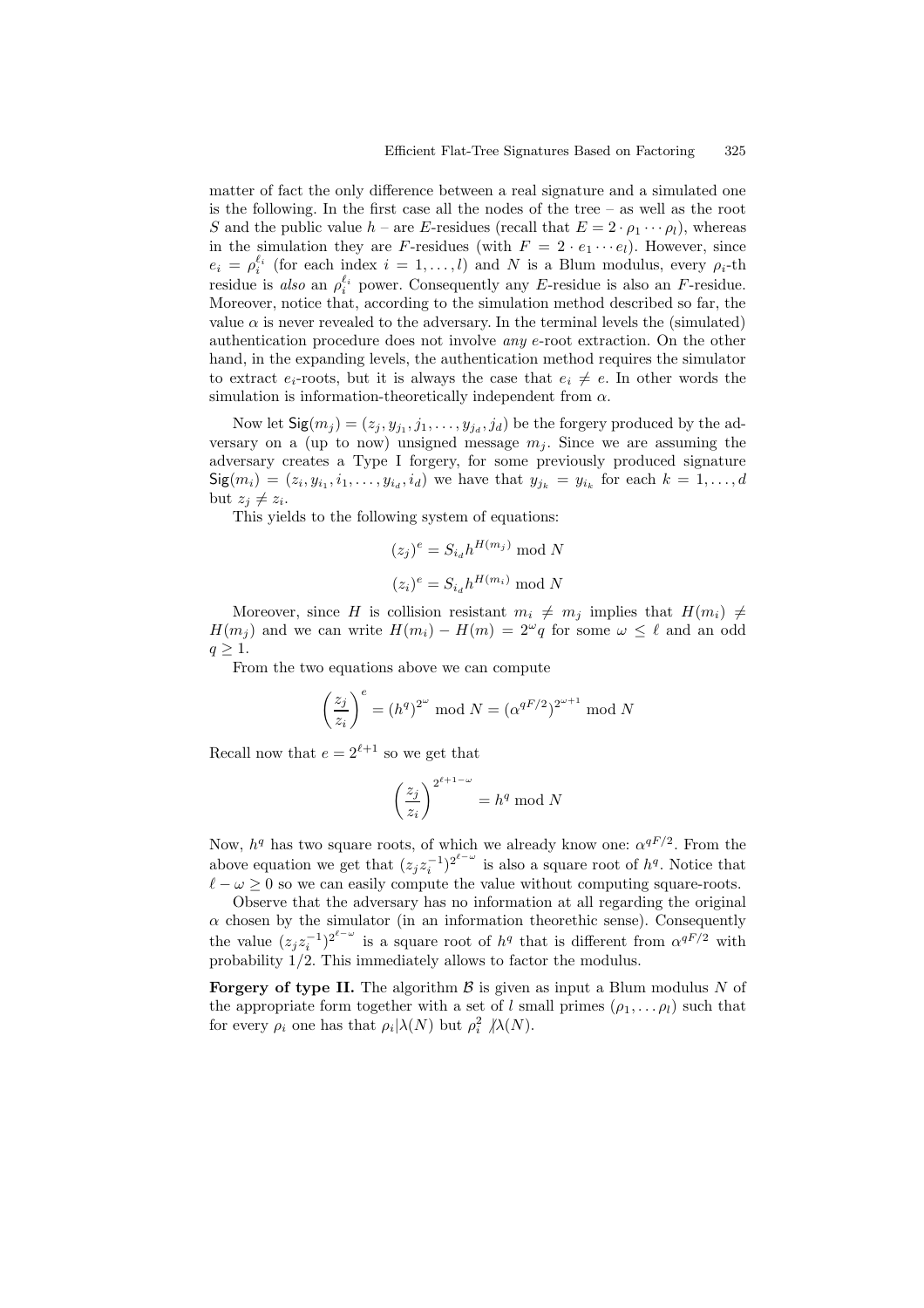matter of fact the only difference between a real signature and a simulated one is the following. In the first case all the nodes of the tree – as well as the root $S$ and the public value $h$ – are $E$-residues (recall that $E = 2 \cdot \rho_1 \cdots \rho_l$), whereas in the simulation they are $F$-residues (with $F = 2 \cdot e_1 \cdots e_l$). However, since $e_i = \rho_i^{\ell_i}$ (for each index $i = 1, \ldots, l$) and $N$ is a Blum modulus, every $\rho_i$-th residue is *also* an $\rho_i^{\ell_i}$ power. Consequently any $E$-residue is also an $F$-residue. Moreover, notice that, according to the simulation method described so far, the value $\alpha$ is never revealed to the adversary. In the terminal levels the (simulated) authentication procedure does not involve *any* $e$-root extraction. On the other hand, in the expanding levels, the authentication method requires the simulator to extract $e_i$-roots, but it is always the case that $e_i \neq e$. In other words the simulation is information-theoretically independent from $\alpha$.

Now let $\mathsf{Sig}(m_j) = (z_j, y_{j_1}, j_1, \ldots, y_{j_d}, j_d)$ be the forgery produced by the adversary on a (up to now) unsigned message $m_j$. Since we are assuming the adversary creates a Type I forgery, for some previously produced signature $\mathsf{Sig}(m_i) = (z_i, y_{i_1}, i_1, \ldots, y_{i_d}, i_d)$ we have that $y_{j_k} = y_{i_k}$ for each $k = 1, \ldots, d$ but $z_j \neq z_i$.

This yields to the following system of equations:

$$(z_j)^e = S_{i_d} h^{H(m_j)} \bmod N$$

$$(z_i)^e = S_{i_d} h^{H(m_i)} \bmod N$$

Moreover, since $H$ is collision resistant $m_i \neq m_j$ implies that $H(m_i) \neq H(m_j)$ and we can write $H(m_i) - H(m) = 2^\omega q$ for some $\omega \leq \ell$ and an odd $q \geq 1$.

From the two equations above we can compute

$$\left(\frac{z_j}{z_i}\right)^e = (h^q)^{2^\omega} \bmod N = (\alpha^{qF/2})^{2^{\omega+1}} \bmod N$$

Recall now that $e = 2^{\ell+1}$ so we get that

$$\left(\frac{z_j}{z_i}\right)^{2^{\ell+1-\omega}} = h^q \bmod N$$

Now, $h^q$ has two square roots, of which we already know one: $\alpha^{qF/2}$. From the above equation we get that $(z_j z_i^{-1})^{2^{\ell-\omega}}$ is also a square root of $h^q$. Notice that $\ell - \omega \geq 0$ so we can easily compute the value without computing square-roots.

Observe that the adversary has no information at all regarding the original $\alpha$ chosen by the simulator (in an information theorethic sense). Consequently the value $(z_j z_i^{-1})^{2^{\ell-\omega}}$ is a square root of $h^q$ that is different from $\alpha^{qF/2}$ with probability 1/2. This immediately allows to factor the modulus.

**Forgery of type II.** The algorithm $\mathcal{B}$ is given as input a Blum modulus $N$ of the appropriate form together with a set of $l$ small primes $(\rho_1, \ldots \rho_l)$ such that for every $\rho_i$ one has that $\rho_i | \lambda(N)$ but $\rho_i^2 \not| \lambda(N)$.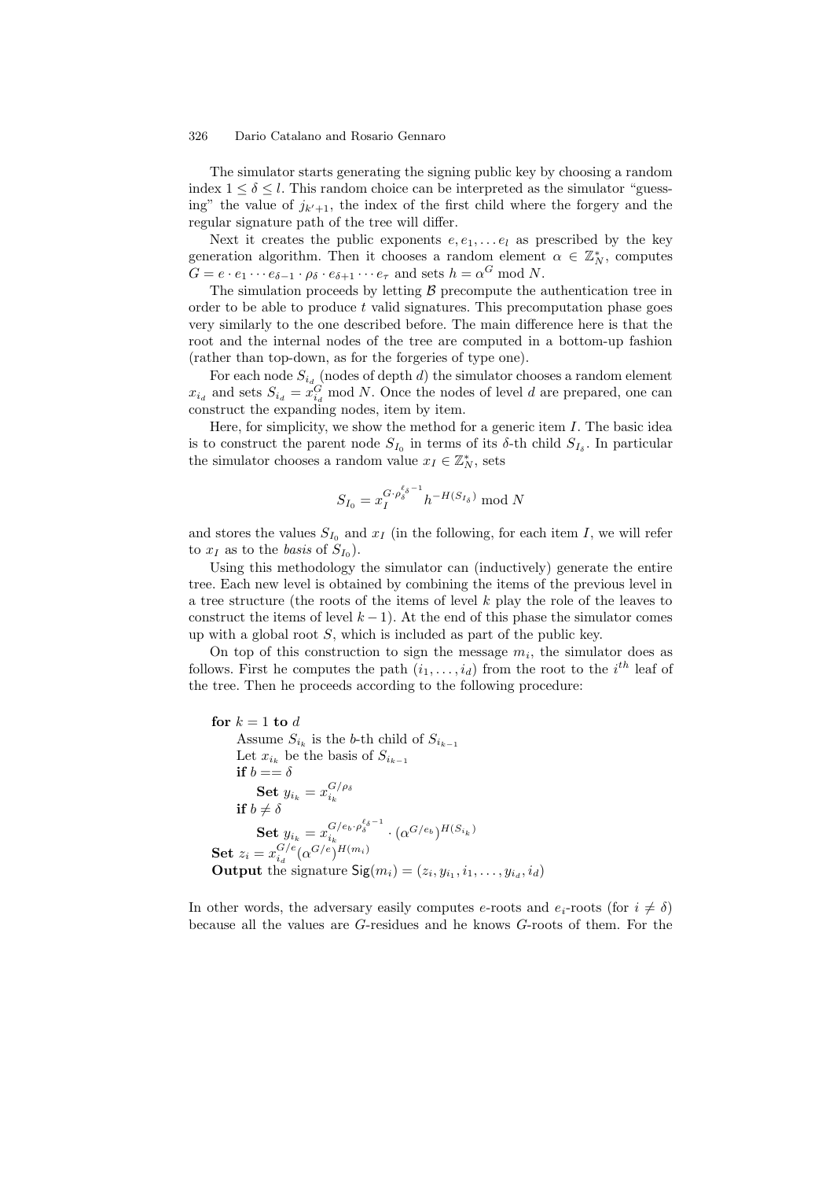The simulator starts generating the signing public key by choosing a random index $1 \leq \delta \leq l$. This random choice can be interpreted as the simulator "guessing" the value of $j_{k'+1}$, the index of the first child where the forgery and the regular signature path of the tree will differ.

Next it creates the public exponents $e, e_1, \ldots e_l$ as prescribed by the key generation algorithm. Then it chooses a random element $\alpha \in \mathbb{Z}_N^*$, computes $G = e \cdot e_1 \cdots e_{\delta-1} \cdot \rho_\delta \cdot e_{\delta+1} \cdots e_\tau$ and sets $h = \alpha^G \bmod N$.

The simulation proceeds by letting $\mathcal{B}$ precompute the authentication tree in order to be able to produce $t$ valid signatures. This precomputation phase goes very similarly to the one described before. The main difference here is that the root and the internal nodes of the tree are computed in a bottom-up fashion (rather than top-down, as for the forgeries of type one).

For each node $S_{i_d}$ (nodes of depth $d$) the simulator chooses a random element $x_{i_d}$ and sets $S_{i_d} = x_{i_d}^G \bmod N$. Once the nodes of level $d$ are prepared, one can construct the expanding nodes, item by item.

Here, for simplicity, we show the method for a generic item $I$. The basic idea is to construct the parent node $S_{I_0}$ in terms of its $\delta$-th child $S_{I_\delta}$. In particular the simulator chooses a random value $x_I \in \mathbb{Z}_N^*$, sets

$$S_{I_0} = x_I^{G \cdot \rho_\delta^{\ell_\delta - 1}} h^{-H(S_{I_\delta})} \bmod N$$

and stores the values $S_{I_0}$ and $x_I$ (in the following, for each item $I$, we will refer to $x_I$ as to the *basis* of $S_{I_0}$).

Using this methodology the simulator can (inductively) generate the entire tree. Each new level is obtained by combining the items of the previous level in a tree structure (the roots of the items of level $k$ play the role of the leaves to construct the items of level $k-1$). At the end of this phase the simulator comes up with a global root $S$, which is included as part of the public key.

On top of this construction to sign the message $m_i$, the simulator does as follows. First he computes the path $(i_1, \ldots, i_d)$ from the root to the $i^{th}$ leaf of the tree. Then he proceeds according to the following procedure:

> **for** $k = 1$ **to** $d$
> Assume $S_{i_k}$ is the $b$-th child of $S_{i_{k-1}}$
> Let $x_{i_k}$ be the basis of $S_{i_{k-1}}$
> **if** $b == \delta$
> **Set** $y_{i_k} = x_{i_k}^{G/\rho_\delta}$
> **if** $b \neq \delta$
> **Set** $y_{i_k} = x_{i_k}^{G/e_b \cdot \rho_\delta^{\ell_\delta - 1}} \cdot (\alpha^{G/e_b})^{H(S_{i_k})}$
> **Set** $z_i = x_{i_d}^{G/e} (\alpha^{G/e})^{H(m_i)}$
> **Output** the signature $\mathsf{Sig}(m_i) = (z_i, y_{i_1}, i_1, \ldots, y_{i_d}, i_d)$

In other words, the adversary easily computes $e$-roots and $e_i$-roots (for $i \neq \delta$) because all the values are $G$-residues and he knows $G$-roots of them. For the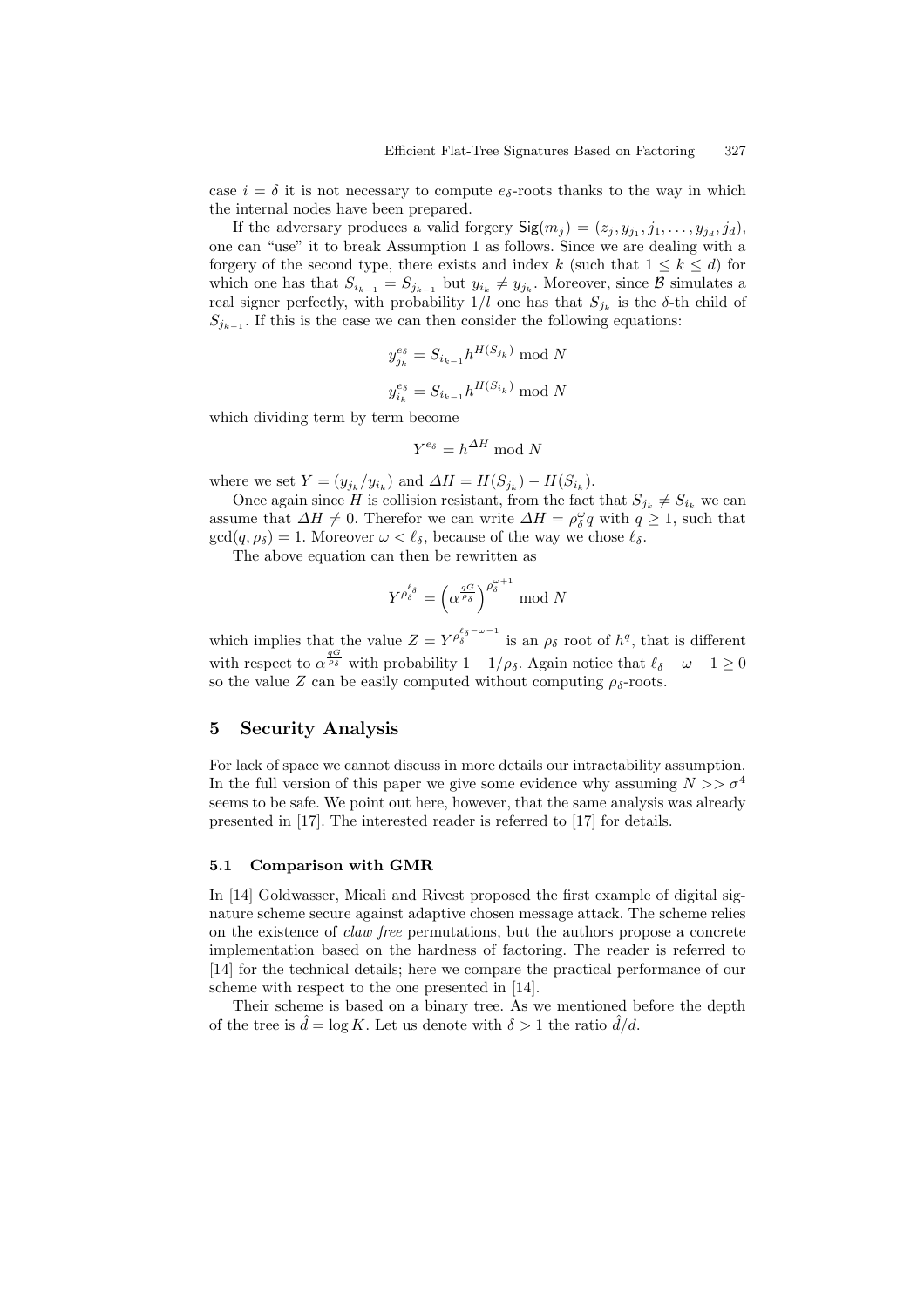case $i = \delta$ it is not necessary to compute $e_\delta$-roots thanks to the way in which the internal nodes have been prepared.

If the adversary produces a valid forgery $\mathsf{Sig}(m_j) = (z_j, y_{j_1}, j_1, \ldots, y_{j_d}, j_d)$, one can "use" it to break Assumption 1 as follows. Since we are dealing with a forgery of the second type, there exists and index $k$ (such that $1 \leq k \leq d$) for which one has that $S_{i_{k-1}} = S_{j_{k-1}}$ but $y_{i_k} \neq y_{j_k}$. Moreover, since $\mathcal{B}$ simulates a real signer perfectly, with probability $1/l$ one has that $S_{j_k}$ is the $\delta$-th child of $S_{j_{k-1}}$. If this is the case we can then consider the following equations:

$$y_{j_k}^{e_\delta} = S_{i_{k-1}} h^{H(S_{j_k})} \bmod N$$

$$y_{i_k}^{e_\delta} = S_{i_{k-1}} h^{H(S_{i_k})} \bmod N$$

which dividing term by term become

$$Y^{e_\delta} = h^{\Delta H} \bmod N$$

where we set $Y = (y_{j_k}/y_{i_k})$ and $\Delta H = H(S_{j_k}) - H(S_{i_k})$.

Once again since $H$ is collision resistant, from the fact that $S_{j_k} \neq S_{i_k}$ we can assume that $\Delta H \neq 0$. Therefor we can write $\Delta H = \rho_\delta^\omega q$ with $q \geq 1$, such that $\gcd(q, \rho_\delta) = 1$. Moreover $\omega < \ell_\delta$, because of the way we chose $\ell_\delta$.

The above equation can then be rewritten as

$$Y^{\rho_\delta^{\ell_\delta}} = \left(\alpha^{\frac{qG}{\rho_\delta}}\right)^{\rho_\delta^{\omega+1}} \bmod N$$

which implies that the value $Z = Y^{\rho_\delta^{\ell_\delta - \omega - 1}}$ is an $\rho_\delta$ root of $h^q$, that is different with respect to $\alpha^{\frac{qG}{\rho_\delta}}$ with probability $1 - 1/\rho_\delta$. Again notice that $\ell_\delta - \omega - 1 \geq 0$ so the value $Z$ can be easily computed without computing $\rho_\delta$-roots.

## 5 Security Analysis

For lack of space we cannot discuss in more details our intractability assumption. In the full version of this paper we give some evidence why assuming $N >> \sigma^4$ seems to be safe. We point out here, however, that the same analysis was already presented in [17]. The interested reader is referred to [17] for details.

### 5.1 Comparison with GMR

In [14] Goldwasser, Micali and Rivest proposed the first example of digital signature scheme secure against adaptive chosen message attack. The scheme relies on the existence of *claw free* permutations, but the authors propose a concrete implementation based on the hardness of factoring. The reader is referred to [14] for the technical details; here we compare the practical performance of our scheme with respect to the one presented in [14].

Their scheme is based on a binary tree. As we mentioned before the depth of the tree is $\hat{d} = \log K$. Let us denote with $\delta > 1$ the ratio $\hat{d}/d$.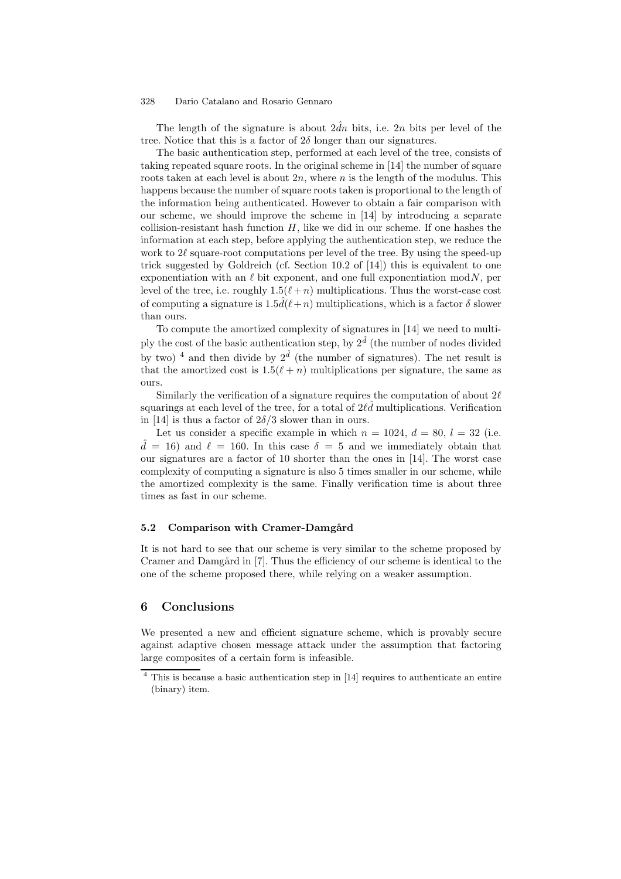The length of the signature is about $2\hat{d}n$ bits, i.e. $2n$ bits per level of the tree. Notice that this is a factor of $2\delta$ longer than our signatures.

The basic authentication step, performed at each level of the tree, consists of taking repeated square roots. In the original scheme in [14] the number of square roots taken at each level is about $2n$, where $n$ is the length of the modulus. This happens because the number of square roots taken is proportional to the length of the information being authenticated. However to obtain a fair comparison with our scheme, we should improve the scheme in [14] by introducing a separate collision-resistant hash function $H$, like we did in our scheme. If one hashes the information at each step, before applying the authentication step, we reduce the work to $2\ell$ square-root computations per level of the tree. By using the speed-up trick suggested by Goldreich (cf. Section 10.2 of [14]) this is equivalent to one exponentiation with an $\ell$ bit exponent, and one full exponentiation $\bmod N$, per level of the tree, i.e. roughly $1.5(\ell + n)$ multiplications. Thus the worst-case cost of computing a signature is $1.5\hat{d}(\ell + n)$ multiplications, which is a factor $\delta$ slower than ours.

To compute the amortized complexity of signatures in [14] we need to multiply the cost of the basic authentication step, by $2^{\hat{d}}$ (the number of nodes divided by two) [4] and then divide by $2^{\hat{d}}$ (the number of signatures). The net result is that the amortized cost is $1.5(\ell + n)$ multiplications per signature, the same as ours.

Similarly the verification of a signature requires the computation of about $2\ell$ squarings at each level of the tree, for a total of $2\ell\hat{d}$ multiplications. Verification in [14] is thus a factor of $2\delta/3$ slower than in ours.

Let us consider a specific example in which $n = 1024$, $d = 80$, $l = 32$ (i.e. $\hat{d} = 16$) and $\ell = 160$. In this case $\delta = 5$ and we immediately obtain that our signatures are a factor of 10 shorter than the ones in [14]. The worst case complexity of computing a signature is also 5 times smaller in our scheme, while the amortized complexity is the same. Finally verification time is about three times as fast in our scheme.

### 5.2 Comparison with Cramer-Damgård

It is not hard to see that our scheme is very similar to the scheme proposed by Cramer and Damgård in [7]. Thus the efficiency of our scheme is identical to the one of the scheme proposed there, while relying on a weaker assumption.

## 6 Conclusions

We presented a new and efficient signature scheme, which is provably secure against adaptive chosen message attack under the assumption that factoring large composites of a certain form is infeasible.

[4] This is because a basic authentication step in [14] requires to authenticate an entire (binary) item.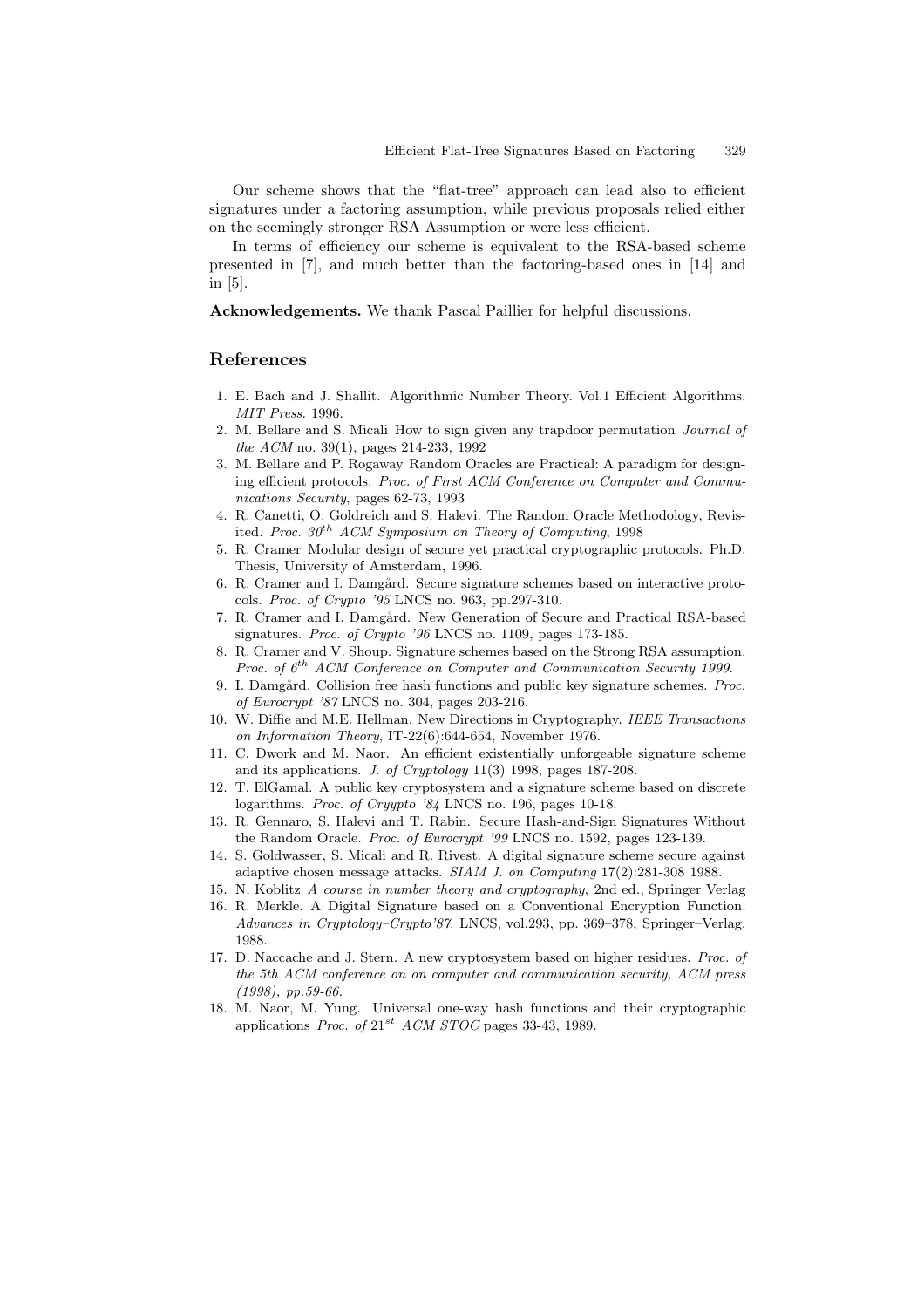Our scheme shows that the "flat-tree" approach can lead also to efficient signatures under a factoring assumption, while previous proposals relied either on the seemingly stronger RSA Assumption or were less efficient.

In terms of efficiency our scheme is equivalent to the RSA-based scheme presented in [7], and much better than the factoring-based ones in [14] and in [5].

**Acknowledgements.** We thank Pascal Paillier for helpful discussions.

## References

1. E. Bach and J. Shallit. Algorithmic Number Theory. Vol.1 Efficient Algorithms. *MIT Press.* 1996.
2. M. Bellare and S. Micali How to sign given any trapdoor permutation *Journal of the ACM* no. 39(1), pages 214-233, 1992
3. M. Bellare and P. Rogaway Random Oracles are Practical: A paradigm for designing efficient protocols. *Proc. of First ACM Conference on Computer and Communications Security*, pages 62-73, 1993
4. R. Canetti, O. Goldreich and S. Halevi. The Random Oracle Methodology, Revisited. *Proc. 30th ACM Symposium on Theory of Computing*, 1998
5. R. Cramer Modular design of secure yet practical cryptographic protocols. Ph.D. Thesis, University of Amsterdam, 1996.
6. R. Cramer and I. Damgård. Secure signature schemes based on interactive protocols. *Proc. of Crypto '95* LNCS no. 963, pp.297-310.
7. R. Cramer and I. Damgård. New Generation of Secure and Practical RSA-based signatures. *Proc. of Crypto '96* LNCS no. 1109, pages 173-185.
8. R. Cramer and V. Shoup. Signature schemes based on the Strong RSA assumption. *Proc. of 6th ACM Conference on Computer and Communication Security 1999.*
9. I. Damgård. Collision free hash functions and public key signature schemes. *Proc. of Eurocrypt '87* LNCS no. 304, pages 203-216.
10. W. Diffie and M.E. Hellman. New Directions in Cryptography. *IEEE Transactions on Information Theory*, IT-22(6):644-654, November 1976.
11. C. Dwork and M. Naor. An efficient existentially unforgeable signature scheme and its applications. *J. of Cryptology* 11(3) 1998, pages 187-208.
12. T. ElGamal. A public key cryptosystem and a signature scheme based on discrete logarithms. *Proc. of Cryypto '84* LNCS no. 196, pages 10-18.
13. R. Gennaro, S. Halevi and T. Rabin. Secure Hash-and-Sign Signatures Without the Random Oracle. *Proc. of Eurocrypt '99* LNCS no. 1592, pages 123-139.
14. S. Goldwasser, S. Micali and R. Rivest. A digital signature scheme secure against adaptive chosen message attacks. *SIAM J. on Computing* 17(2):281-308 1988.
15. N. Koblitz *A course in number theory and cryptography*, 2nd ed., Springer Verlag
16. R. Merkle. A Digital Signature based on a Conventional Encryption Function. *Advances in Cryptology–Crypto'87.* LNCS, vol.293, pp. 369–378, Springer–Verlag, 1988.
17. D. Naccache and J. Stern. A new cryptosystem based on higher residues. *Proc. of the 5th ACM conference on on computer and communication security, ACM press (1998), pp.59-66.*
18. M. Naor, M. Yung. Universal one-way hash functions and their cryptographic applications *Proc. of 21st ACM STOC* pages 33-43, 1989.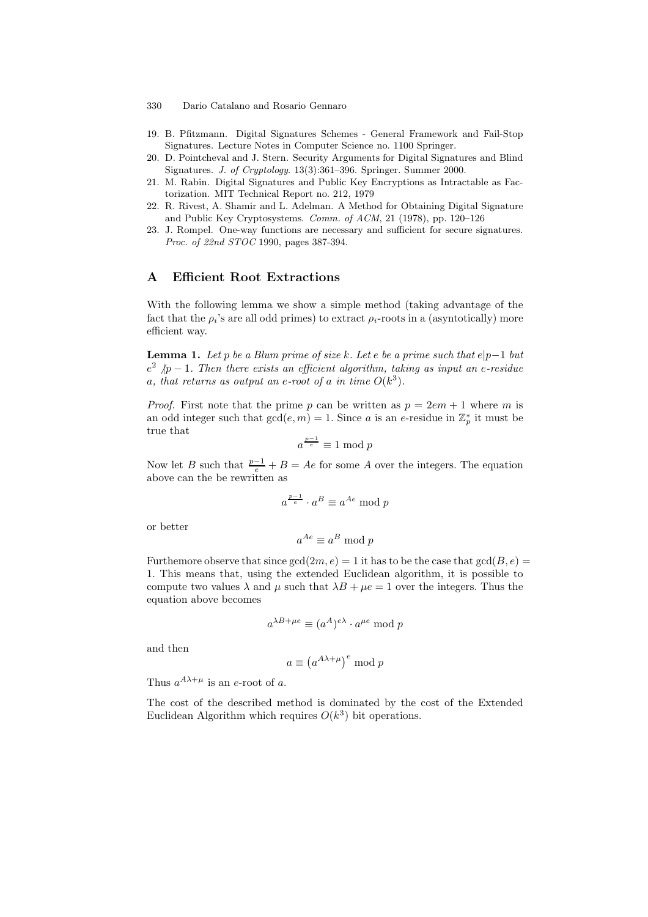19. B. Pfitzmann. Digital Signatures Schemes - General Framework and Fail-Stop Signatures. Lecture Notes in Computer Science no. 1100 Springer.
20. D. Pointcheval and J. Stern. Security Arguments for Digital Signatures and Blind Signatures. *J. of Cryptology*. 13(3):361–396. Springer. Summer 2000.
21. M. Rabin. Digital Signatures and Public Key Encryptions as Intractable as Factorization. MIT Technical Report no. 212, 1979
22. R. Rivest, A. Shamir and L. Adelman. A Method for Obtaining Digital Signature and Public Key Cryptosystems. *Comm. of ACM*, 21 (1978), pp. 120–126
23. J. Rompel. One-way functions are necessary and sufficient for secure signatures. *Proc. of 22nd STOC* 1990, pages 387-394.

## A Efficient Root Extractions

With the following lemma we show a simple method (taking advantage of the fact that the $\rho_i$'s are all odd primes) to extract $\rho_i$-roots in a (asyntotically) more efficient way.

**Lemma 1.** *Let $p$ be a Blum prime of size $k$. Let $e$ be a prime such that $e|p-1$ but $e^2 \not| p-1$. Then there exists an efficient algorithm, taking as input an $e$-residue $a$, that returns as output an $e$-root of $a$ in time $O(k^3)$.*

*Proof.* First note that the prime $p$ can be written as $p = 2em + 1$ where $m$ is an odd integer such that $\gcd(e, m) = 1$. Since $a$ is an $e$-residue in $\mathbb{Z}_p^*$ it must be true that

$$a^{\frac{p-1}{e}} \equiv 1 \bmod p$$

Now let $B$ such that $\frac{p-1}{e} + B = Ae$ for some $A$ over the integers. The equation above can the be rewritten as

$$a^{\frac{p-1}{e}} \cdot a^B \equiv a^{Ae} \bmod p$$

or better

$$a^{Ae} \equiv a^B \bmod p$$

Furthermore observe that since $\gcd(2m, e) = 1$ it has to be the case that $\gcd(B, e) = 1$. This means that, using the extended Euclidean algorithm, it is possible to compute two values $\lambda$ and $\mu$ such that $\lambda B + \mu e = 1$ over the integers. Thus the equation above becomes

$$a^{\lambda B + \mu e} \equiv (a^A)^{e\lambda} \cdot a^{\mu e} \bmod p$$

and then

$$a \equiv \left(a^{A\lambda + \mu}\right)^e \bmod p$$

Thus $a^{A\lambda+\mu}$ is an $e$-root of $a$.

The cost of the described method is dominated by the cost of the Extended Euclidean Algorithm which requires $O(k^3)$ bit operations.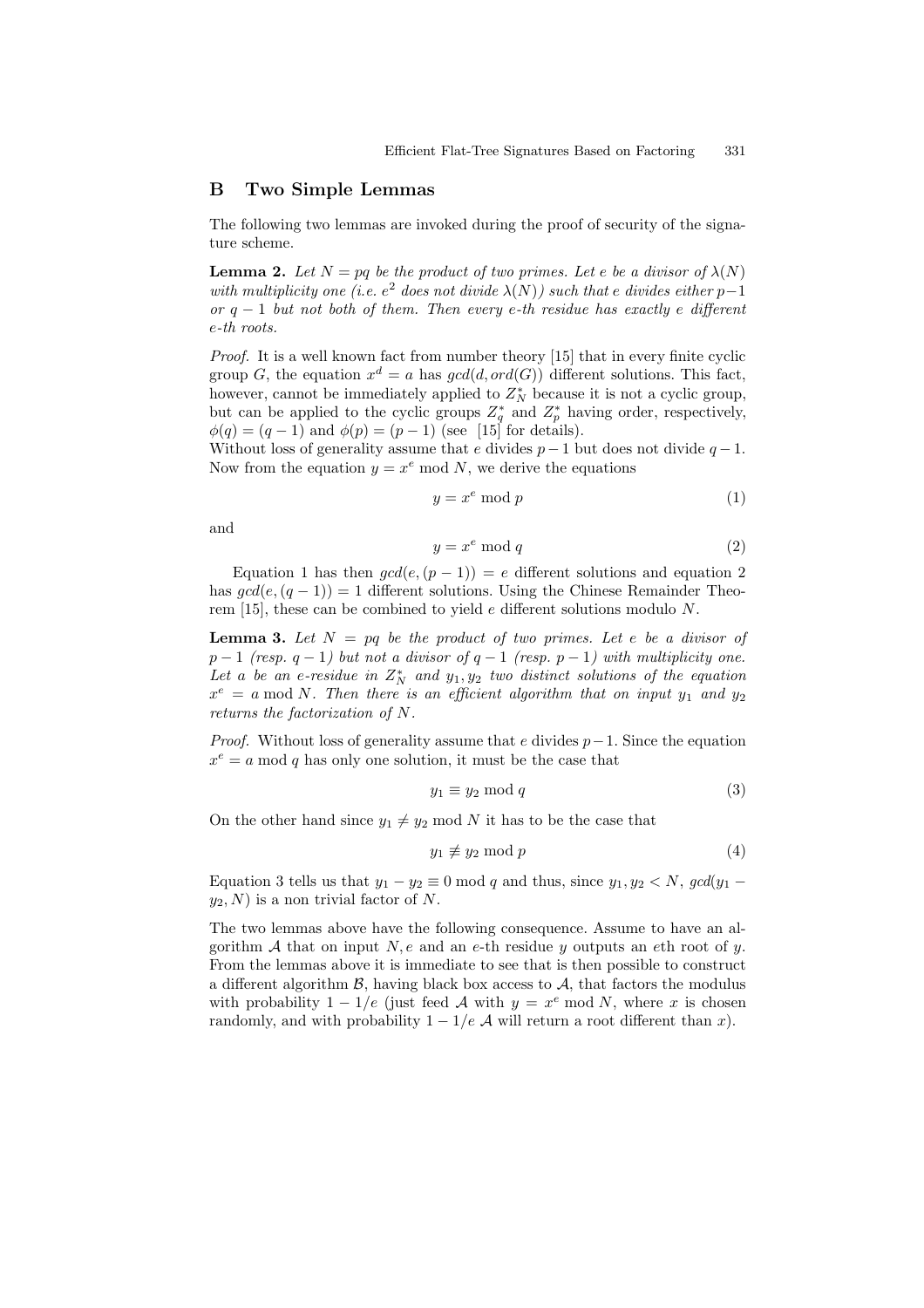## B Two Simple Lemmas

The following two lemmas are invoked during the proof of security of the signature scheme.

**Lemma 2.** *Let $N = pq$ be the product of two primes. Let $e$ be a divisor of $\lambda(N)$ with multiplicity one (i.e. $e^2$ does not divide $\lambda(N)$) such that $e$ divides either $p-1$ or $q-1$ but not both of them. Then every $e$-th residue has exactly $e$ different $e$-th roots.*

*Proof.* It is a well known fact from number theory [15] that in every finite cyclic group $G$, the equation $x^d = a$ has $gcd(d, ord(G))$ different solutions. This fact, however, cannot be immediately applied to $Z_N^*$ because it is not a cyclic group, but can be applied to the cyclic groups $Z_q^*$ and $Z_p^*$ having order, respectively, $\phi(q) = (q-1)$ and $\phi(p) = (p-1)$ (see [15] for details).
Without loss of generality assume that $e$ divides $p-1$ but does not divide $q-1$. Now from the equation $y = x^e \bmod N$, we derive the equations

$$y = x^e \bmod p \tag{1}$$

and

$$y = x^e \bmod q \tag{2}$$

Equation 1 has then $gcd(e, (p-1)) = e$ different solutions and equation 2 has $gcd(e, (q-1)) = 1$ different solutions. Using the Chinese Remainder Theorem [15], these can be combined to yield $e$ different solutions modulo $N$.

**Lemma 3.** *Let $N = pq$ be the product of two primes. Let $e$ be a divisor of $p-1$ (resp. $q-1$) but not a divisor of $q-1$ (resp. $p-1$) with multiplicity one. Let $a$ be an $e$-residue in $Z_N^*$ and $y_1, y_2$ two distinct solutions of the equation $x^e = a \bmod N$. Then there is an efficient algorithm that on input $y_1$ and $y_2$ returns the factorization of $N$.*

*Proof.* Without loss of generality assume that $e$ divides $p-1$. Since the equation $x^e = a \bmod q$ has only one solution, it must be the case that

$$y_1 \equiv y_2 \bmod q \tag{3}$$

On the other hand since $y_1 \neq y_2 \bmod N$ it has to be the case that

$$y_1 \not\equiv y_2 \bmod p \tag{4}$$

Equation 3 tells us that $y_1 - y_2 \equiv 0 \bmod q$ and thus, since $y_1, y_2 < N$, $gcd(y_1 - y_2, N)$ is a non trivial factor of $N$.

The two lemmas above have the following consequence. Assume to have an algorithm $\mathcal{A}$ that on input $N, e$ and an $e$-th residue $y$ outputs an $e$th root of $y$. From the lemmas above it is immediate to see that is then possible to construct a different algorithm $\mathcal{B}$, having black box access to $\mathcal{A}$, that factors the modulus with probability $1 - 1/e$ (just feed $\mathcal{A}$ with $y = x^e \bmod N$, where $x$ is chosen randomly, and with probability $1 - 1/e$ $\mathcal{A}$ will return a root different than $x$).